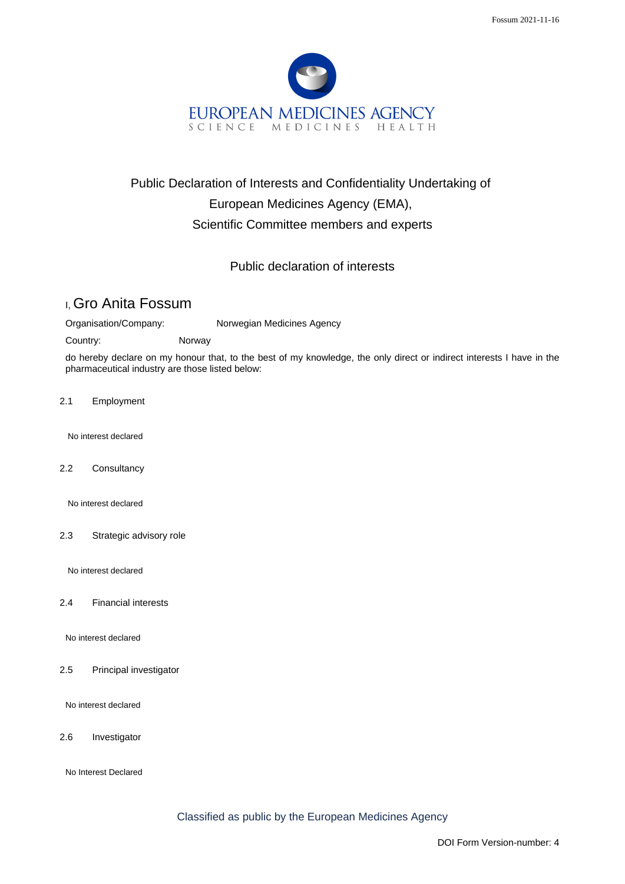EUROPEAN MEDICINES AGENCY
SCIENCE MEDICINES HEALTH

# Public Declaration of Interests and Confidentiality Undertaking of European Medicines Agency (EMA), Scientific Committee members and experts

## Public declaration of interests

I, **Gro Anita Fossum**

Organisation/Company: Norwegian Medicines Agency

Country: Norway

do hereby declare on my honour that, to the best of my knowledge, the only direct or indirect interests I have in the pharmaceutical industry are those listed below:

### 2.1 Employment

No interest declared

### 2.2 Consultancy

No interest declared

### 2.3 Strategic advisory role

No interest declared

### 2.4 Financial interests

No interest declared

### 2.5 Principal investigator

No interest declared

### 2.6 Investigator

No Interest Declared

Classified as public by the European Medicines Agency

DOI Form Version-number: 4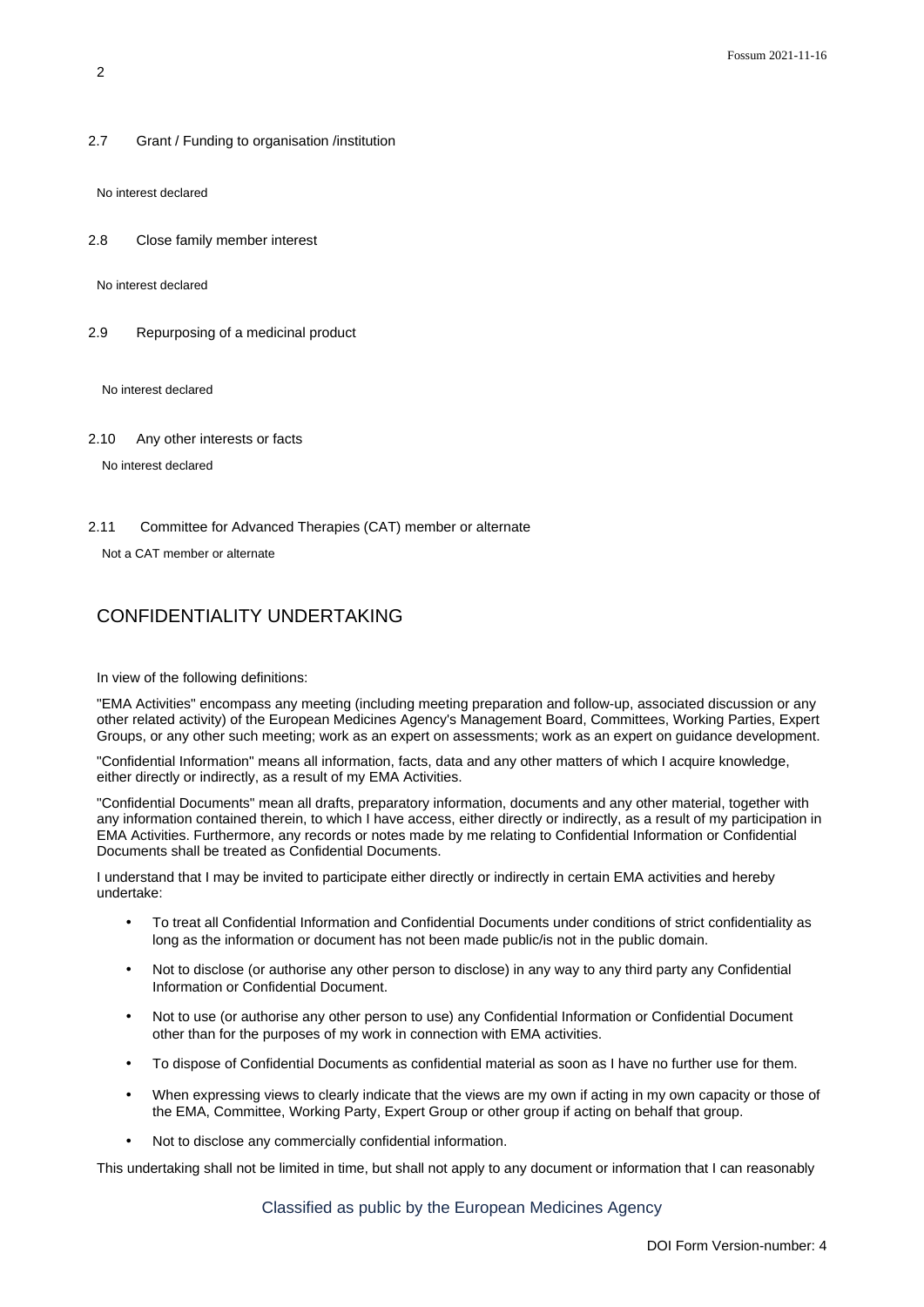2.7 Grant / Funding to organisation /institution

No interest declared

2.8 Close family member interest

No interest declared

2.9 Repurposing of a medicinal product

No interest declared

2.10 Any other interests or facts

No interest declared

2.11 Committee for Advanced Therapies (CAT) member or alternate

Not a CAT member or alternate

## CONFIDENTIALITY UNDERTAKING

In view of the following definitions:

"EMA Activities" encompass any meeting (including meeting preparation and follow-up, associated discussion or any other related activity) of the European Medicines Agency's Management Board, Committees, Working Parties, Expert Groups, or any other such meeting; work as an expert on assessments; work as an expert on guidance development.

"Confidential Information" means all information, facts, data and any other matters of which I acquire knowledge, either directly or indirectly, as a result of my EMA Activities.

"Confidential Documents" mean all drafts, preparatory information, documents and any other material, together with any information contained therein, to which I have access, either directly or indirectly, as a result of my participation in EMA Activities. Furthermore, any records or notes made by me relating to Confidential Information or Confidential Documents shall be treated as Confidential Documents.

I understand that I may be invited to participate either directly or indirectly in certain EMA activities and hereby undertake:

- To treat all Confidential Information and Confidential Documents under conditions of strict confidentiality as long as the information or document has not been made public/is not in the public domain.
- Not to disclose (or authorise any other person to disclose) in any way to any third party any Confidential Information or Confidential Document.
- Not to use (or authorise any other person to use) any Confidential Information or Confidential Document other than for the purposes of my work in connection with EMA activities.
- To dispose of Confidential Documents as confidential material as soon as I have no further use for them.
- When expressing views to clearly indicate that the views are my own if acting in my own capacity or those of the EMA, Committee, Working Party, Expert Group or other group if acting on behalf that group.
- Not to disclose any commercially confidential information.

This undertaking shall not be limited in time, but shall not apply to any document or information that I can reasonably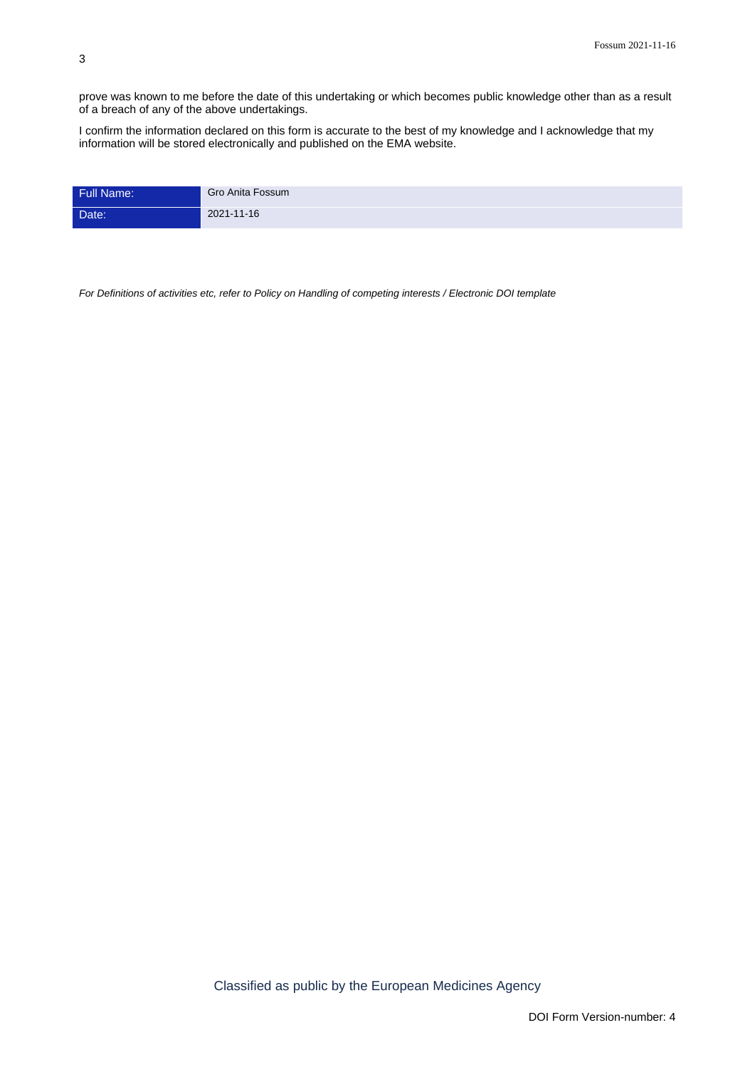prove was known to me before the date of this undertaking or which becomes public knowledge other than as a result of a breach of any of the above undertakings.

I confirm the information declared on this form is accurate to the best of my knowledge and I acknowledge that my information will be stored electronically and published on the EMA website.

| | |
|---|---|
| Full Name: | Gro Anita Fossum |
| Date: | 2021-11-16 |

*For Definitions of activities etc, refer to Policy on Handling of competing interests / Electronic DOI template*

Classified as public by the European Medicines Agency

DOI Form Version-number: 4